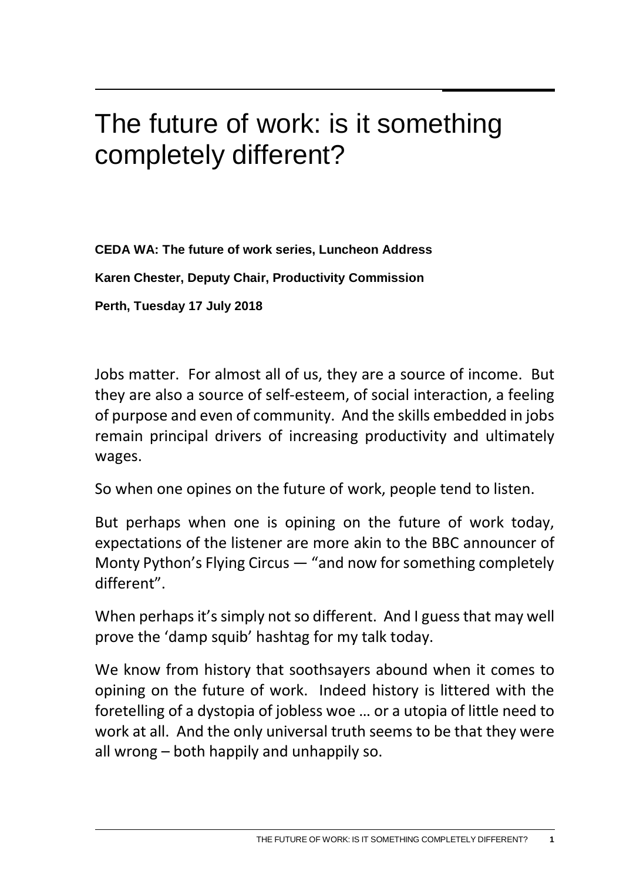# The future of work: is it something completely different?

**CEDA WA: The future of work series, Luncheon Address**

**Karen Chester, Deputy Chair, Productivity Commission**

**Perth, Tuesday 17 July 2018**

Jobs matter. For almost all of us, they are a source of income. But they are also a source of self-esteem, of social interaction, a feeling of purpose and even of community. And the skills embedded in jobs remain principal drivers of increasing productivity and ultimately wages.

So when one opines on the future of work, people tend to listen.

But perhaps when one is opining on the future of work today, expectations of the listener are more akin to the BBC announcer of Monty Python's Flying Circus — "and now for something completely different".

When perhaps it's simply not so different. And I guess that may well prove the 'damp squib' hashtag for my talk today.

We know from history that soothsayers abound when it comes to opining on the future of work. Indeed history is littered with the foretelling of a dystopia of jobless woe … or a utopia of little need to work at all. And the only universal truth seems to be that they were all wrong – both happily and unhappily so.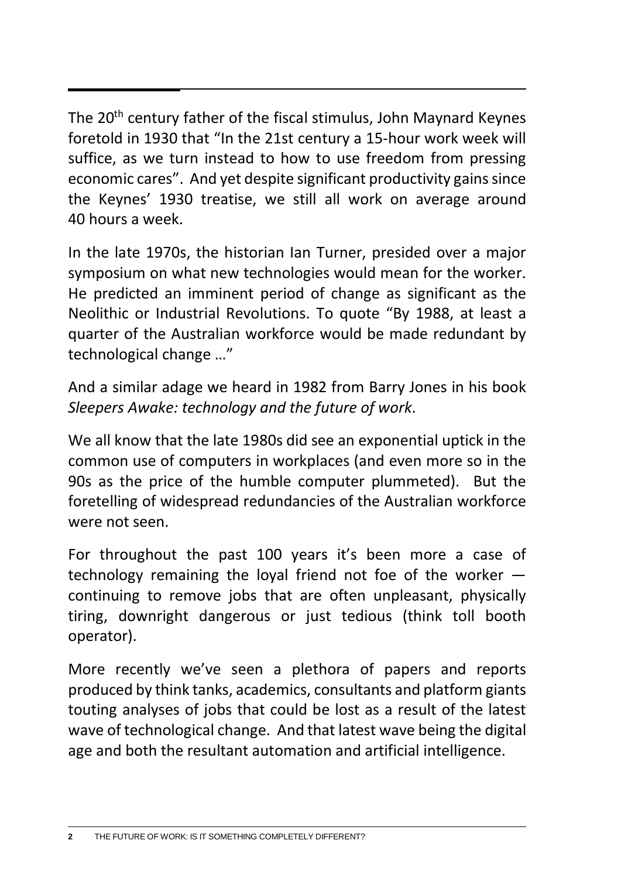The 20th century father of the fiscal stimulus, John Maynard Keynes foretold in 1930 that "In the 21st century a 15-hour work week will suffice, as we turn instead to how to use freedom from pressing economic cares". And yet despite significant productivity gains since the Keynes' 1930 treatise, we still all work on average around 40 hours a week.

In the late 1970s, the historian Ian Turner, presided over a major symposium on what new technologies would mean for the worker. He predicted an imminent period of change as significant as the Neolithic or Industrial Revolutions. To quote "By 1988, at least a quarter of the Australian workforce would be made redundant by technological change …"

And a similar adage we heard in 1982 from Barry Jones in his book *Sleepers Awake: technology and the future of work*.

We all know that the late 1980s did see an exponential uptick in the common use of computers in workplaces (and even more so in the 90s as the price of the humble computer plummeted). But the foretelling of widespread redundancies of the Australian workforce were not seen.

For throughout the past 100 years it's been more a case of technology remaining the loyal friend not foe of the worker — continuing to remove jobs that are often unpleasant, physically tiring, downright dangerous or just tedious (think toll booth operator).

More recently we've seen a plethora of papers and reports produced by think tanks, academics, consultants and platform giants touting analyses of jobs that could be lost as a result of the latest wave of technological change. And that latest wave being the digital age and both the resultant automation and artificial intelligence.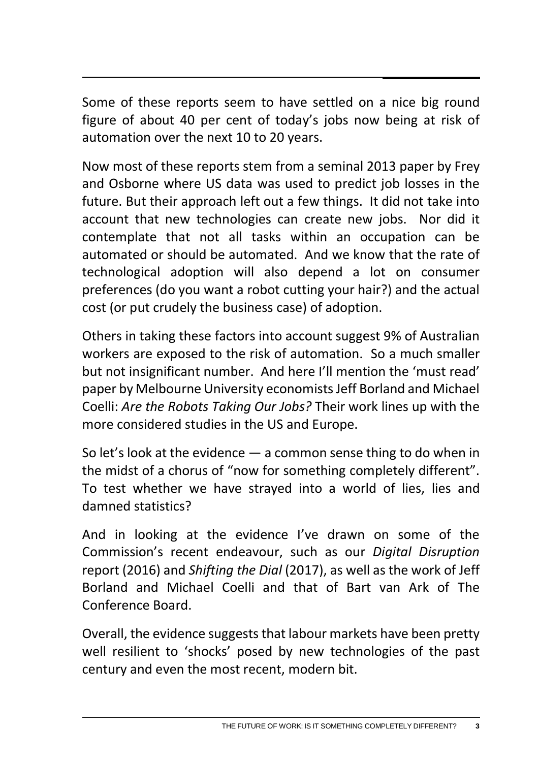Some of these reports seem to have settled on a nice big round figure of about 40 per cent of today's jobs now being at risk of automation over the next 10 to 20 years.

Now most of these reports stem from a seminal 2013 paper by Frey and Osborne where US data was used to predict job losses in the future. But their approach left out a few things. It did not take into account that new technologies can create new jobs. Nor did it contemplate that not all tasks within an occupation can be automated or should be automated. And we know that the rate of technological adoption will also depend a lot on consumer preferences (do you want a robot cutting your hair?) and the actual cost (or put crudely the business case) of adoption.

Others in taking these factors into account suggest 9% of Australian workers are exposed to the risk of automation. So a much smaller but not insignificant number. And here I'll mention the 'must read' paper by Melbourne University economists Jeff Borland and Michael Coelli: *Are the Robots Taking Our Jobs?* Their work lines up with the more considered studies in the US and Europe.

So let's look at the evidence — a common sense thing to do when in the midst of a chorus of "now for something completely different". To test whether we have strayed into a world of lies, lies and damned statistics?

And in looking at the evidence I've drawn on some of the Commission's recent endeavour, such as our *Digital Disruption* report (2016) and *Shifting the Dial* (2017), as well as the work of Jeff Borland and Michael Coelli and that of Bart van Ark of The Conference Board.

Overall, the evidence suggests that labour markets have been pretty well resilient to 'shocks' posed by new technologies of the past century and even the most recent, modern bit.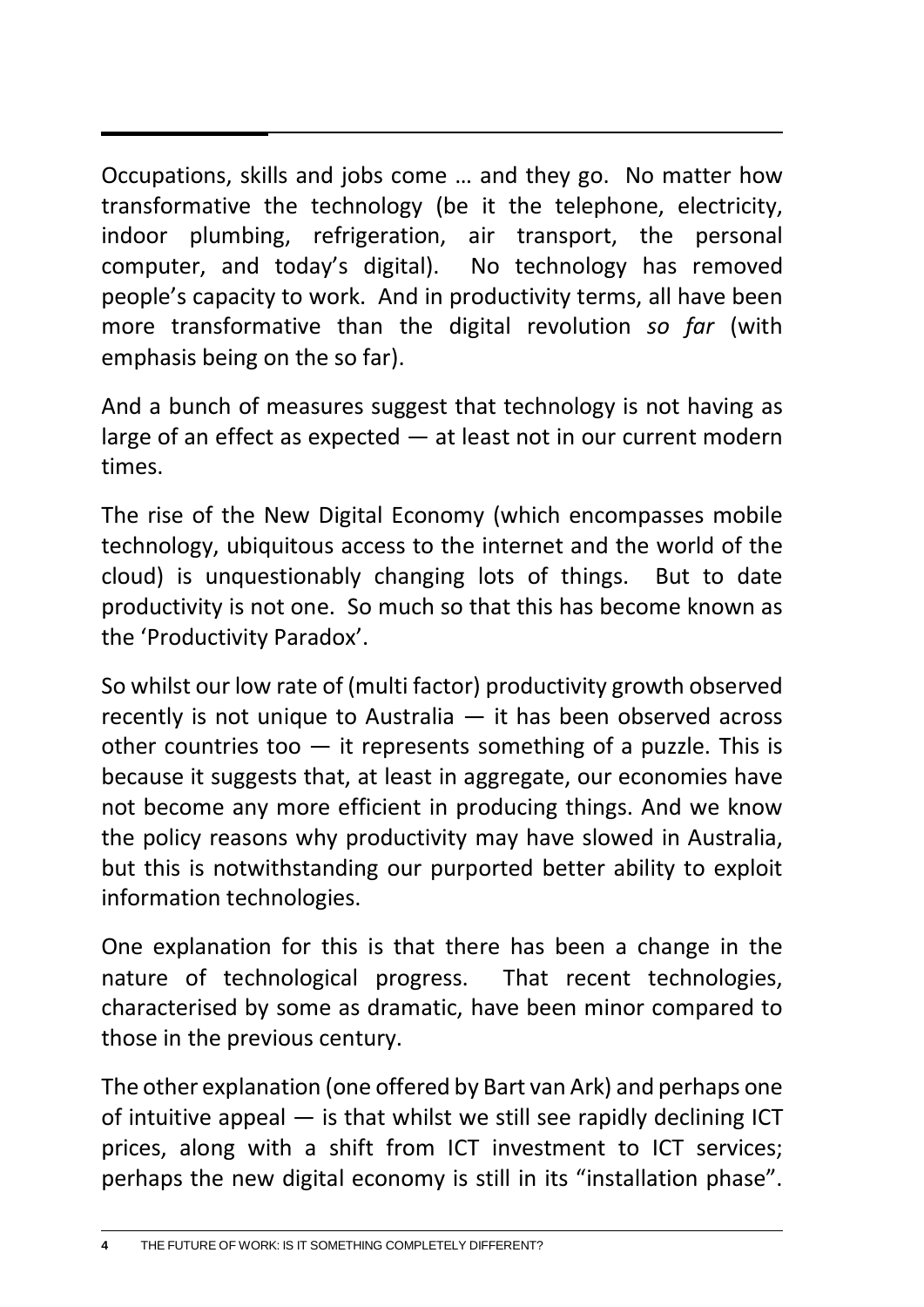Occupations, skills and jobs come … and they go. No matter how transformative the technology (be it the telephone, electricity, indoor plumbing, refrigeration, air transport, the personal computer, and today's digital). No technology has removed people's capacity to work. And in productivity terms, all have been more transformative than the digital revolution *so far* (with emphasis being on the so far).

And a bunch of measures suggest that technology is not having as large of an effect as expected — at least not in our current modern times.

The rise of the New Digital Economy (which encompasses mobile technology, ubiquitous access to the internet and the world of the cloud) is unquestionably changing lots of things. But to date productivity is not one. So much so that this has become known as the 'Productivity Paradox'.

So whilst our low rate of (multi factor) productivity growth observed recently is not unique to Australia — it has been observed across other countries too — it represents something of a puzzle. This is because it suggests that, at least in aggregate, our economies have not become any more efficient in producing things. And we know the policy reasons why productivity may have slowed in Australia, but this is notwithstanding our purported better ability to exploit information technologies.

One explanation for this is that there has been a change in the nature of technological progress. That recent technologies, characterised by some as dramatic, have been minor compared to those in the previous century.

The other explanation (one offered by Bart van Ark) and perhaps one of intuitive appeal — is that whilst we still see rapidly declining ICT prices, along with a shift from ICT investment to ICT services; perhaps the new digital economy is still in its "installation phase".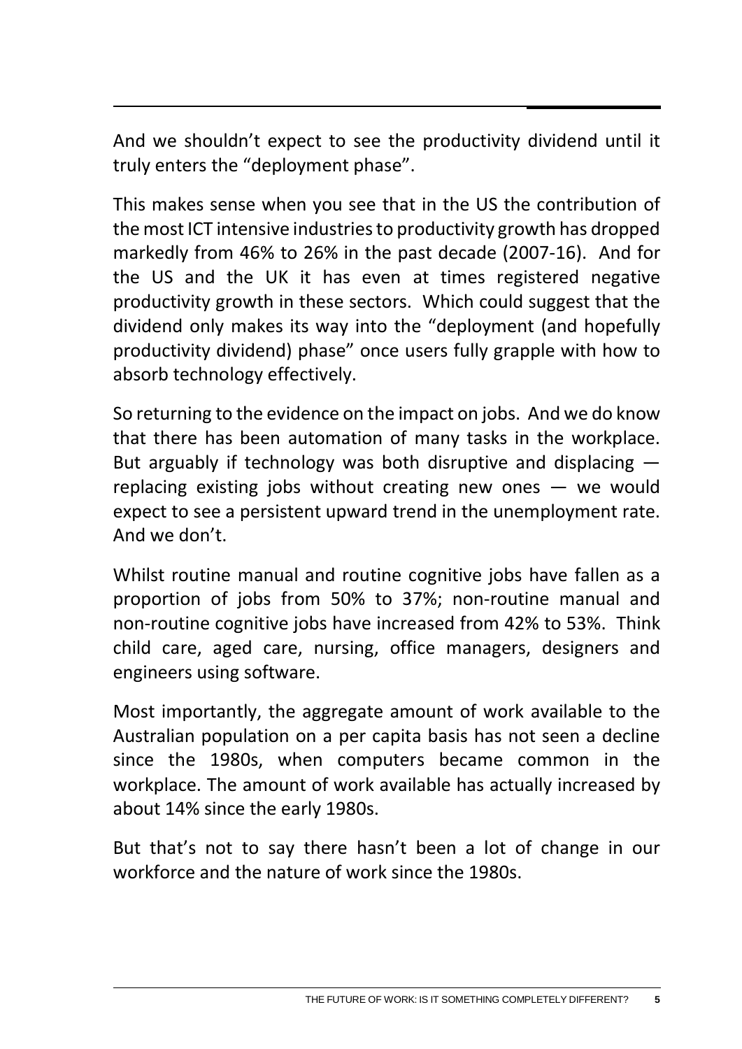And we shouldn't expect to see the productivity dividend until it truly enters the "deployment phase".

This makes sense when you see that in the US the contribution of the most ICT intensive industries to productivity growth has dropped markedly from 46% to 26% in the past decade (2007-16). And for the US and the UK it has even at times registered negative productivity growth in these sectors. Which could suggest that the dividend only makes its way into the "deployment (and hopefully productivity dividend) phase" once users fully grapple with how to absorb technology effectively.

So returning to the evidence on the impact on jobs. And we do know that there has been automation of many tasks in the workplace. But arguably if technology was both disruptive and displacing — replacing existing jobs without creating new ones — we would expect to see a persistent upward trend in the unemployment rate. And we don't.

Whilst routine manual and routine cognitive jobs have fallen as a proportion of jobs from 50% to 37%; non-routine manual and non-routine cognitive jobs have increased from 42% to 53%. Think child care, aged care, nursing, office managers, designers and engineers using software.

Most importantly, the aggregate amount of work available to the Australian population on a per capita basis has not seen a decline since the 1980s, when computers became common in the workplace. The amount of work available has actually increased by about 14% since the early 1980s.

But that's not to say there hasn't been a lot of change in our workforce and the nature of work since the 1980s.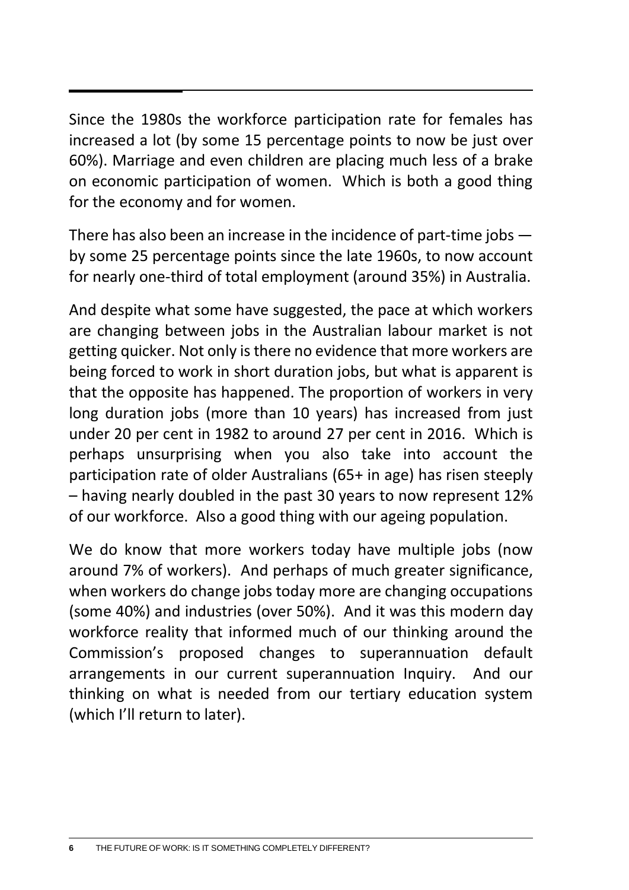Since the 1980s the workforce participation rate for females has increased a lot (by some 15 percentage points to now be just over 60%). Marriage and even children are placing much less of a brake on economic participation of women. Which is both a good thing for the economy and for women.

There has also been an increase in the incidence of part-time jobs — by some 25 percentage points since the late 1960s, to now account for nearly one-third of total employment (around 35%) in Australia.

And despite what some have suggested, the pace at which workers are changing between jobs in the Australian labour market is not getting quicker. Not only is there no evidence that more workers are being forced to work in short duration jobs, but what is apparent is that the opposite has happened. The proportion of workers in very long duration jobs (more than 10 years) has increased from just under 20 per cent in 1982 to around 27 per cent in 2016. Which is perhaps unsurprising when you also take into account the participation rate of older Australians (65+ in age) has risen steeply – having nearly doubled in the past 30 years to now represent 12% of our workforce. Also a good thing with our ageing population.

We do know that more workers today have multiple jobs (now around 7% of workers). And perhaps of much greater significance, when workers do change jobs today more are changing occupations (some 40%) and industries (over 50%). And it was this modern day workforce reality that informed much of our thinking around the Commission's proposed changes to superannuation default arrangements in our current superannuation Inquiry. And our thinking on what is needed from our tertiary education system (which I'll return to later).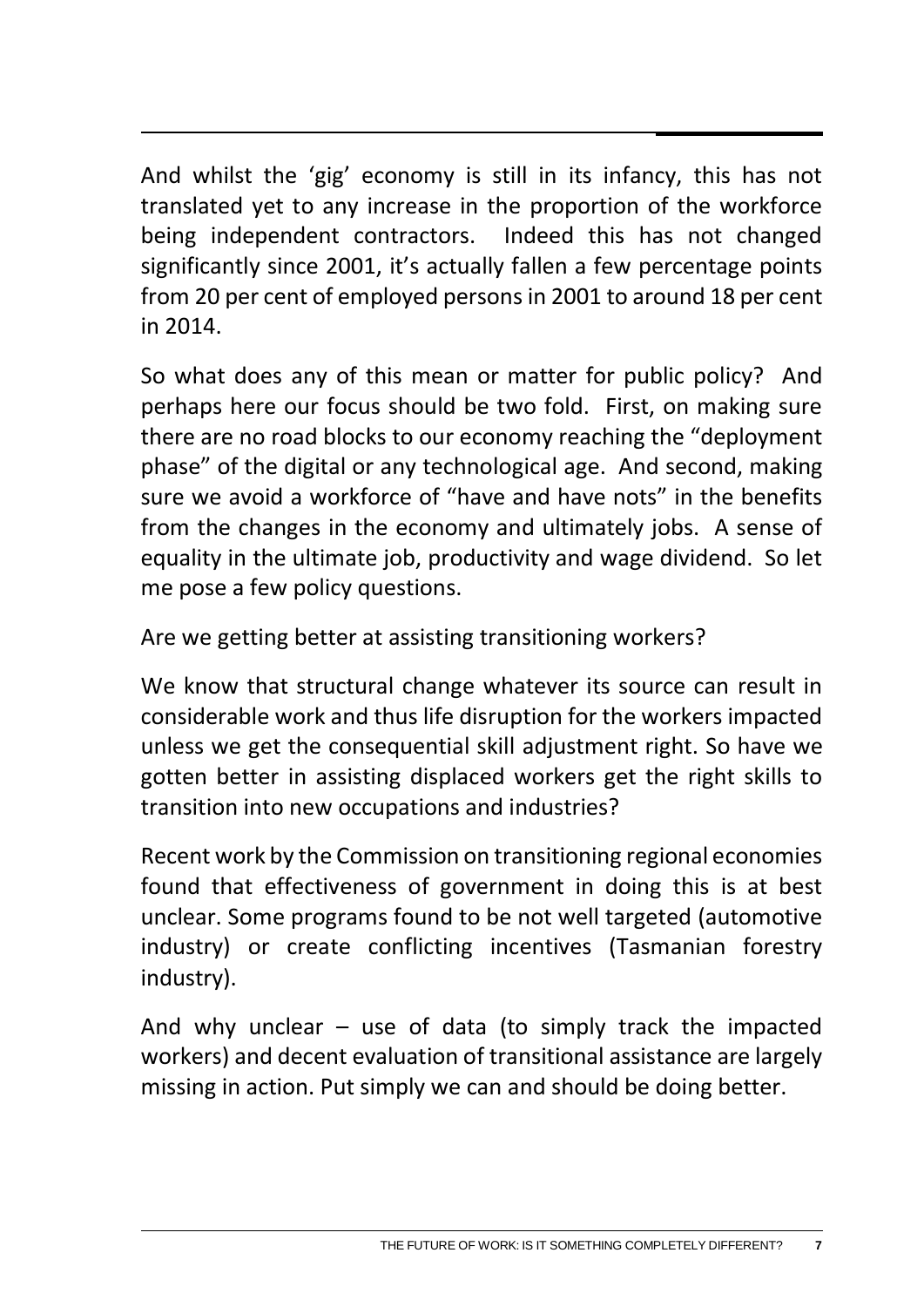And whilst the 'gig' economy is still in its infancy, this has not translated yet to any increase in the proportion of the workforce being independent contractors. Indeed this has not changed significantly since 2001, it's actually fallen a few percentage points from 20 per cent of employed persons in 2001 to around 18 per cent in 2014.

So what does any of this mean or matter for public policy? And perhaps here our focus should be two fold. First, on making sure there are no road blocks to our economy reaching the "deployment phase" of the digital or any technological age. And second, making sure we avoid a workforce of "have and have nots" in the benefits from the changes in the economy and ultimately jobs. A sense of equality in the ultimate job, productivity and wage dividend. So let me pose a few policy questions.

Are we getting better at assisting transitioning workers?

We know that structural change whatever its source can result in considerable work and thus life disruption for the workers impacted unless we get the consequential skill adjustment right. So have we gotten better in assisting displaced workers get the right skills to transition into new occupations and industries?

Recent work by the Commission on transitioning regional economies found that effectiveness of government in doing this is at best unclear. Some programs found to be not well targeted (automotive industry) or create conflicting incentives (Tasmanian forestry industry).

And why unclear – use of data (to simply track the impacted workers) and decent evaluation of transitional assistance are largely missing in action. Put simply we can and should be doing better.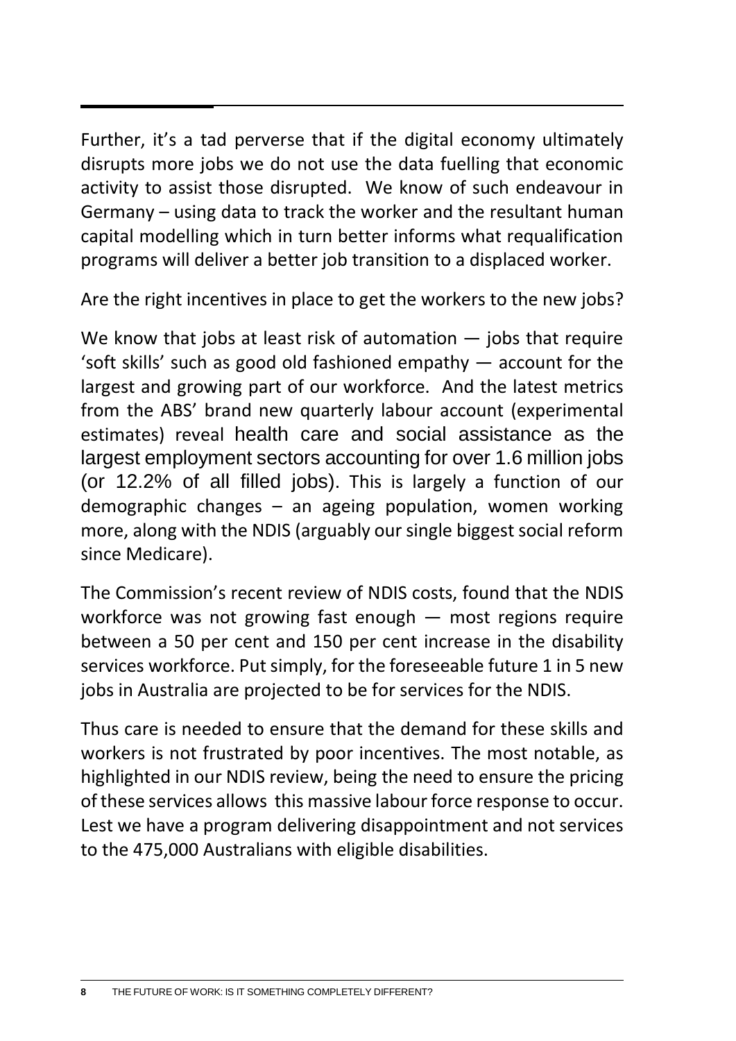Further, it's a tad perverse that if the digital economy ultimately disrupts more jobs we do not use the data fuelling that economic activity to assist those disrupted. We know of such endeavour in Germany – using data to track the worker and the resultant human capital modelling which in turn better informs what requalification programs will deliver a better job transition to a displaced worker.

Are the right incentives in place to get the workers to the new jobs?

We know that jobs at least risk of automation — jobs that require 'soft skills' such as good old fashioned empathy — account for the largest and growing part of our workforce. And the latest metrics from the ABS' brand new quarterly labour account (experimental estimates) reveal health care and social assistance as the largest employment sectors accounting for over 1.6 million jobs (or 12.2% of all filled jobs). This is largely a function of our demographic changes – an ageing population, women working more, along with the NDIS (arguably our single biggest social reform since Medicare).

The Commission's recent review of NDIS costs, found that the NDIS workforce was not growing fast enough — most regions require between a 50 per cent and 150 per cent increase in the disability services workforce. Put simply, for the foreseeable future 1 in 5 new jobs in Australia are projected to be for services for the NDIS.

Thus care is needed to ensure that the demand for these skills and workers is not frustrated by poor incentives. The most notable, as highlighted in our NDIS review, being the need to ensure the pricing of these services allows this massive labour force response to occur. Lest we have a program delivering disappointment and not services to the 475,000 Australians with eligible disabilities.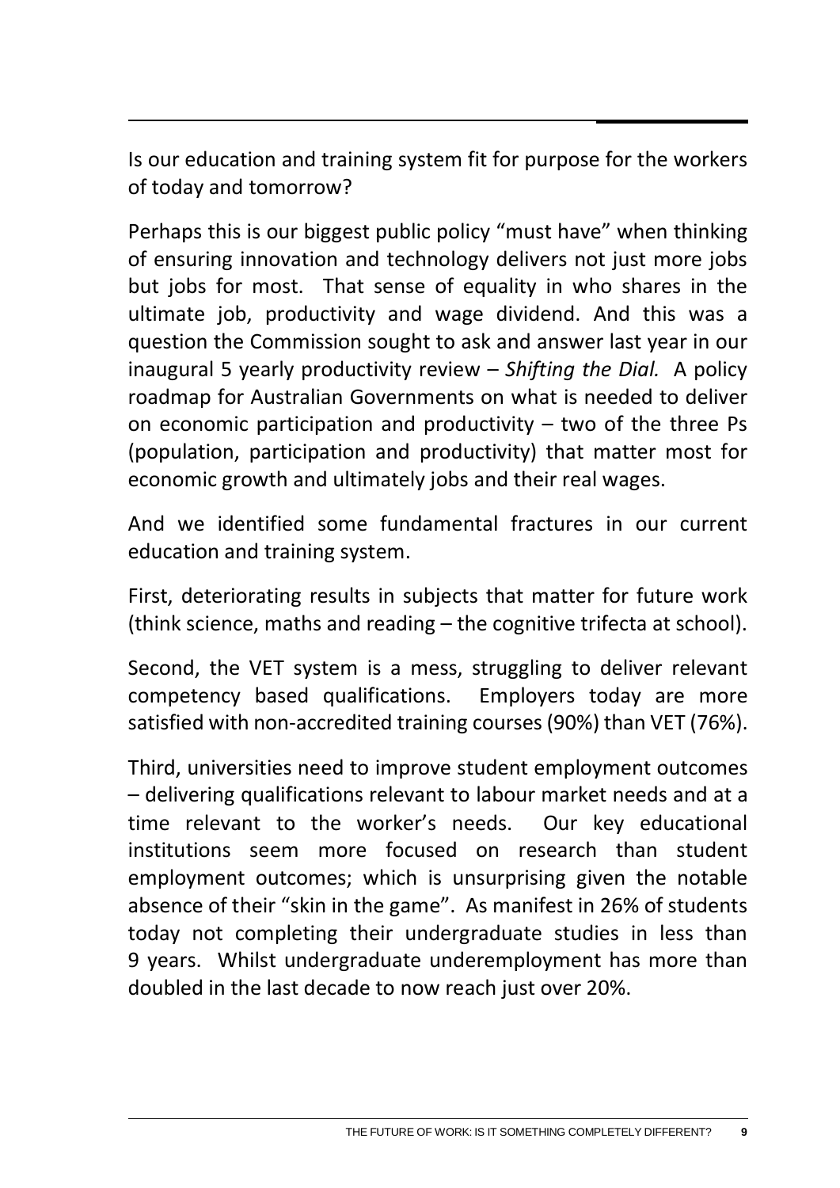Is our education and training system fit for purpose for the workers of today and tomorrow?

Perhaps this is our biggest public policy "must have" when thinking of ensuring innovation and technology delivers not just more jobs but jobs for most. That sense of equality in who shares in the ultimate job, productivity and wage dividend. And this was a question the Commission sought to ask and answer last year in our inaugural 5 yearly productivity review – *Shifting the Dial.* A policy roadmap for Australian Governments on what is needed to deliver on economic participation and productivity – two of the three Ps (population, participation and productivity) that matter most for economic growth and ultimately jobs and their real wages.

And we identified some fundamental fractures in our current education and training system.

First, deteriorating results in subjects that matter for future work (think science, maths and reading – the cognitive trifecta at school).

Second, the VET system is a mess, struggling to deliver relevant competency based qualifications. Employers today are more satisfied with non-accredited training courses (90%) than VET (76%).

Third, universities need to improve student employment outcomes – delivering qualifications relevant to labour market needs and at a time relevant to the worker's needs. Our key educational institutions seem more focused on research than student employment outcomes; which is unsurprising given the notable absence of their "skin in the game". As manifest in 26% of students today not completing their undergraduate studies in less than 9 years. Whilst undergraduate underemployment has more than doubled in the last decade to now reach just over 20%.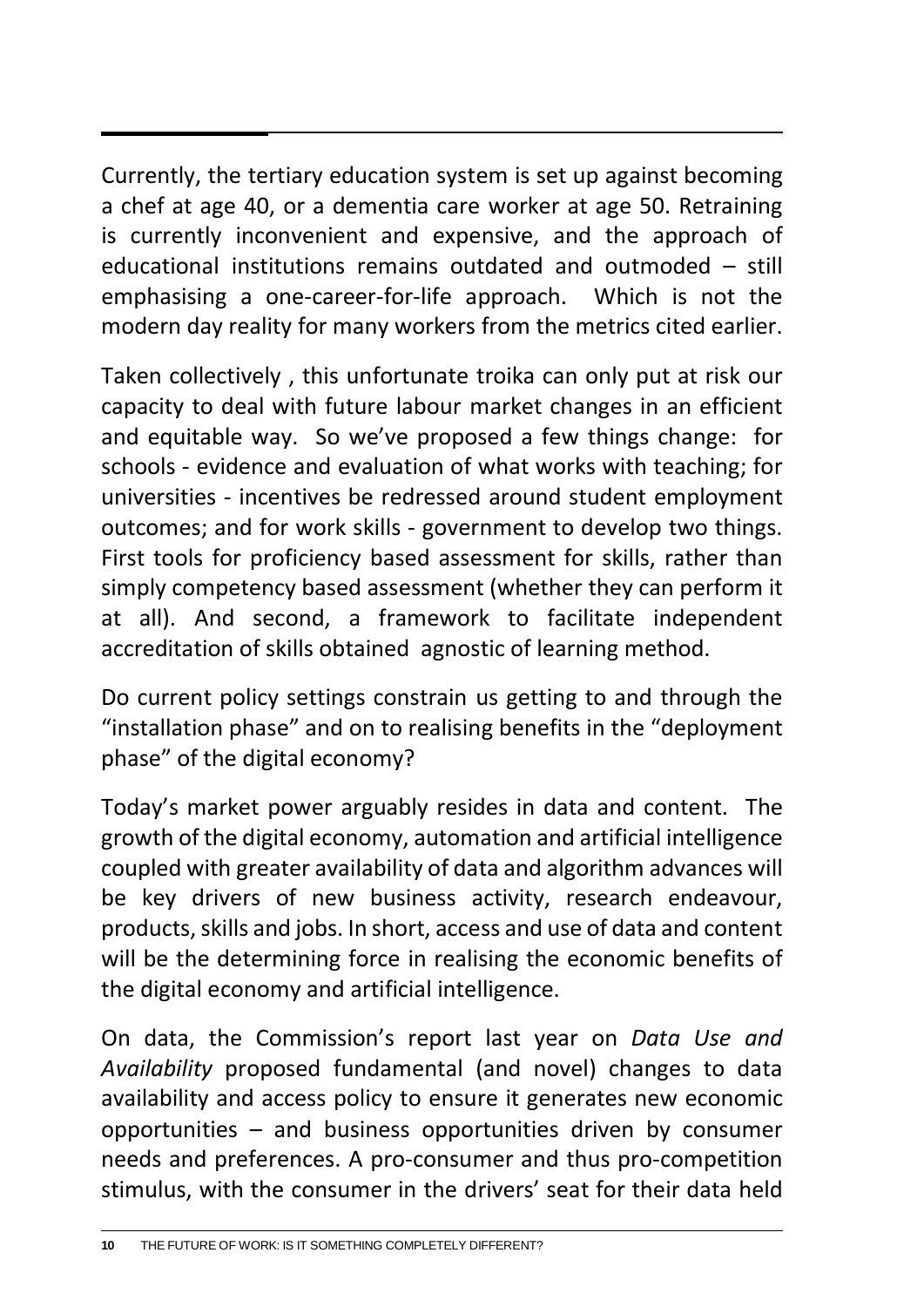Currently, the tertiary education system is set up against becoming a chef at age 40, or a dementia care worker at age 50. Retraining is currently inconvenient and expensive, and the approach of educational institutions remains outdated and outmoded – still emphasising a one-career-for-life approach. Which is not the modern day reality for many workers from the metrics cited earlier.

Taken collectively , this unfortunate troika can only put at risk our capacity to deal with future labour market changes in an efficient and equitable way. So we've proposed a few things change: for schools - evidence and evaluation of what works with teaching; for universities - incentives be redressed around student employment outcomes; and for work skills - government to develop two things. First tools for proficiency based assessment for skills, rather than simply competency based assessment (whether they can perform it at all). And second, a framework to facilitate independent accreditation of skills obtained agnostic of learning method.

Do current policy settings constrain us getting to and through the "installation phase" and on to realising benefits in the "deployment phase" of the digital economy?

Today's market power arguably resides in data and content. The growth of the digital economy, automation and artificial intelligence coupled with greater availability of data and algorithm advances will be key drivers of new business activity, research endeavour, products, skills and jobs. In short, access and use of data and content will be the determining force in realising the economic benefits of the digital economy and artificial intelligence.

On data, the Commission's report last year on *Data Use and Availability* proposed fundamental (and novel) changes to data availability and access policy to ensure it generates new economic opportunities – and business opportunities driven by consumer needs and preferences. A pro-consumer and thus pro-competition stimulus, with the consumer in the drivers' seat for their data held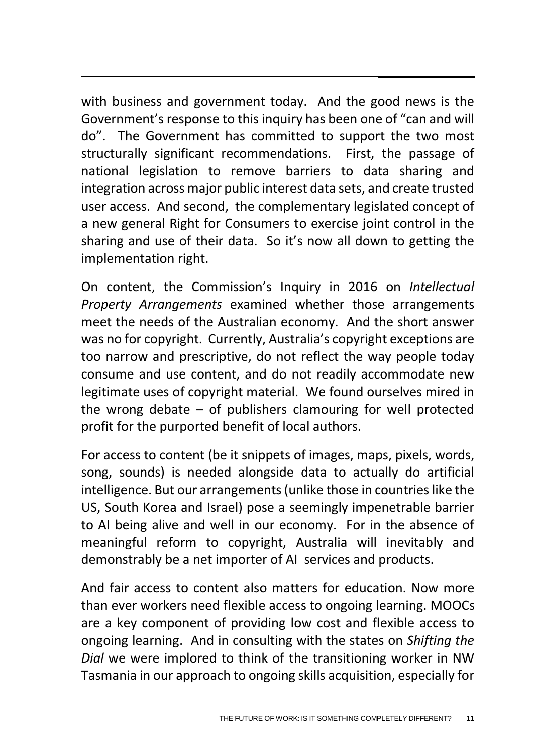with business and government today. And the good news is the Government's response to this inquiry has been one of "can and will do". The Government has committed to support the two most structurally significant recommendations. First, the passage of national legislation to remove barriers to data sharing and integration across major public interest data sets, and create trusted user access. And second, the complementary legislated concept of a new general Right for Consumers to exercise joint control in the sharing and use of their data. So it's now all down to getting the implementation right.

On content, the Commission's Inquiry in 2016 on *Intellectual Property Arrangements* examined whether those arrangements meet the needs of the Australian economy. And the short answer was no for copyright. Currently, Australia's copyright exceptions are too narrow and prescriptive, do not reflect the way people today consume and use content, and do not readily accommodate new legitimate uses of copyright material. We found ourselves mired in the wrong debate – of publishers clamouring for well protected profit for the purported benefit of local authors.

For access to content (be it snippets of images, maps, pixels, words, song, sounds) is needed alongside data to actually do artificial intelligence. But our arrangements (unlike those in countries like the US, South Korea and Israel) pose a seemingly impenetrable barrier to AI being alive and well in our economy. For in the absence of meaningful reform to copyright, Australia will inevitably and demonstrably be a net importer of AI services and products.

And fair access to content also matters for education. Now more than ever workers need flexible access to ongoing learning. MOOCs are a key component of providing low cost and flexible access to ongoing learning. And in consulting with the states on *Shifting the Dial* we were implored to think of the transitioning worker in NW Tasmania in our approach to ongoing skills acquisition, especially for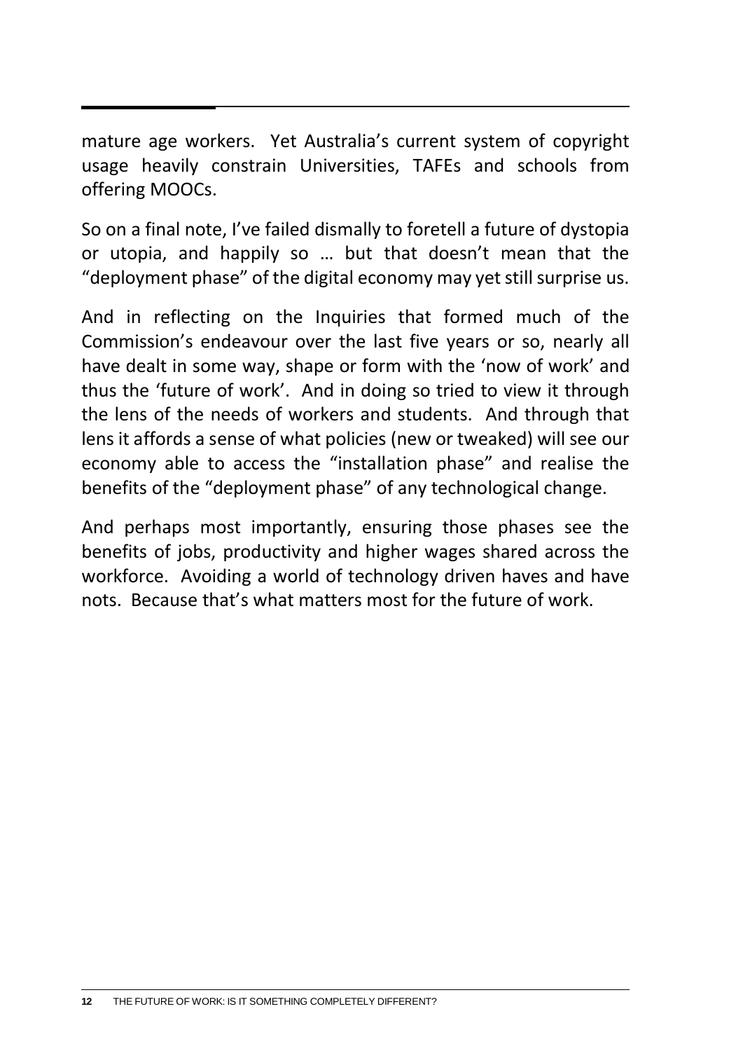mature age workers. Yet Australia's current system of copyright usage heavily constrain Universities, TAFEs and schools from offering MOOCs.

So on a final note, I've failed dismally to foretell a future of dystopia or utopia, and happily so … but that doesn't mean that the "deployment phase" of the digital economy may yet still surprise us.

And in reflecting on the Inquiries that formed much of the Commission's endeavour over the last five years or so, nearly all have dealt in some way, shape or form with the 'now of work' and thus the 'future of work'. And in doing so tried to view it through the lens of the needs of workers and students. And through that lens it affords a sense of what policies (new or tweaked) will see our economy able to access the "installation phase" and realise the benefits of the "deployment phase" of any technological change.

And perhaps most importantly, ensuring those phases see the benefits of jobs, productivity and higher wages shared across the workforce. Avoiding a world of technology driven haves and have nots. Because that's what matters most for the future of work.